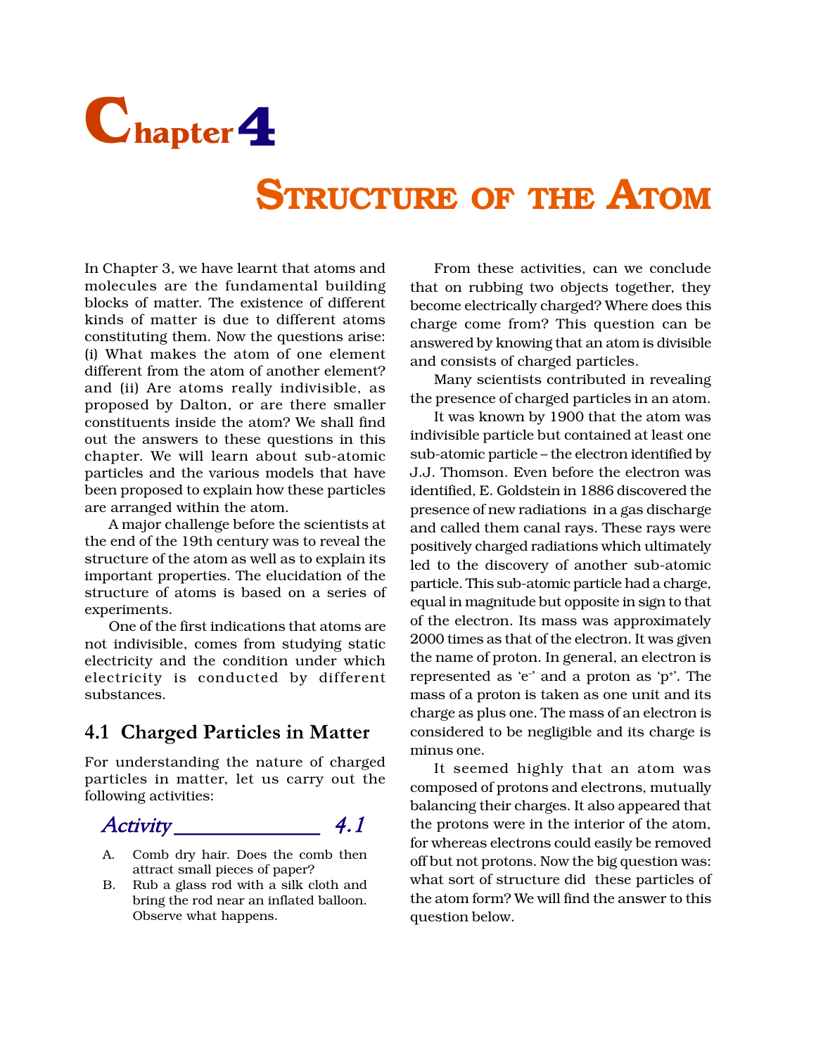# Chapter 4

# STRUCTURE OF THE ATOM

In Chapter 3, we have learnt that atoms and molecules are the fundamental building blocks of matter. The existence of different kinds of matter is due to different atoms constituting them. Now the questions arise: (i) What makes the atom of one element different from the atom of another element? and (ii) Are atoms really indivisible, as proposed by Dalton, or are there smaller constituents inside the atom? We shall find out the answers to these questions in this chapter. We will learn about sub-atomic particles and the various models that have been proposed to explain how these particles are arranged within the atom.

A major challenge before the scientists at the end of the 19th century was to reveal the structure of the atom as well as to explain its important properties. The elucidation of the structure of atoms is based on a series of experiments.

One of the first indications that atoms are not indivisible, comes from studying static electricity and the condition under which electricity is conducted by different substances.

## 4.1 Charged Particles in Matter

For understanding the nature of charged particles in matter, let us carry out the following activities:

### *Activity 4.1*

A. Comb dry hair. Does the comb then attract small pieces of paper?

B. Rub a glass rod with a silk cloth and bring the rod near an inflated balloon. Observe what happens.

From these activities, can we conclude that on rubbing two objects together, they become electrically charged? Where does this charge come from? This question can be answered by knowing that an atom is divisible and consists of charged particles.

Many scientists contributed in revealing the presence of charged particles in an atom.

It was known by 1900 that the atom was indivisible particle but contained at least one sub-atomic particle – the electron identified by J.J. Thomson. Even before the electron was identified, E. Goldstein in 1886 discovered the presence of new radiations in a gas discharge and called them canal rays. These rays were positively charged radiations which ultimately led to the discovery of another sub-atomic particle. This sub-atomic particle had a charge, equal in magnitude but opposite in sign to that of the electron. Its mass was approximately 2000 times as that of the electron. It was given the name of proton. In general, an electron is represented as '$e^-$' and a proton as '$p^+$'. The mass of a proton is taken as one unit and its charge as plus one. The mass of an electron is considered to be negligible and its charge is minus one.

It seemed highly that an atom was composed of protons and electrons, mutually balancing their charges. It also appeared that the protons were in the interior of the atom, for whereas electrons could easily be removed off but not protons. Now the big question was: what sort of structure did these particles of the atom form? We will find the answer to this question below.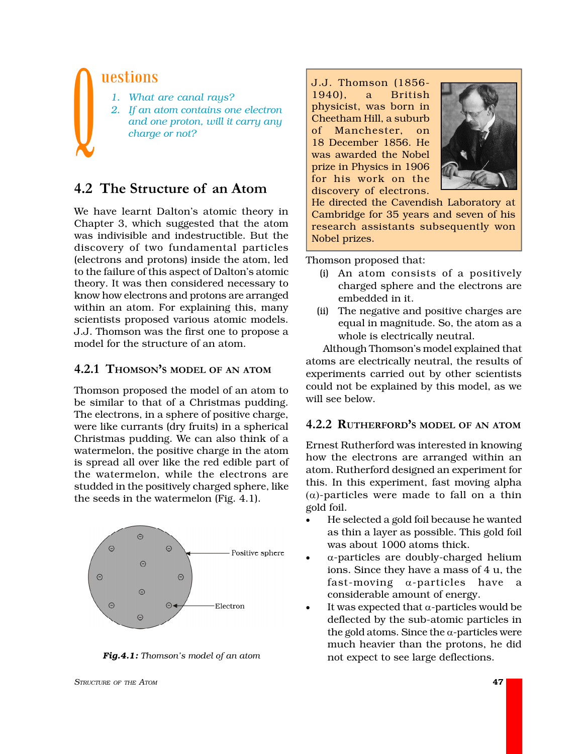# Questions

1. *What are canal rays?*
2. *If an atom contains one electron and one proton, will it carry any charge or not?*

## 4.2 The Structure of an Atom

We have learnt Dalton's atomic theory in Chapter 3, which suggested that the atom was indivisible and indestructible. But the discovery of two fundamental particles (electrons and protons) inside the atom, led to the failure of this aspect of Dalton's atomic theory. It was then considered necessary to know how electrons and protons are arranged within an atom. For explaining this, many scientists proposed various atomic models. J.J. Thomson was the first one to propose a model for the structure of an atom.

### 4.2.1 Thomson's model of an atom

Thomson proposed the model of an atom to be similar to that of a Christmas pudding. The electrons, in a sphere of positive charge, were like currants (dry fruits) in a spherical Christmas pudding. We can also think of a watermelon, the positive charge in the atom is spread all over like the red edible part of the watermelon, while the electrons are studded in the positively charged sphere, like the seeds in the watermelon (Fig. 4.1).

Positive sphere

Electron

***Fig.4.1:*** *Thomson's model of an atom*

J.J. Thomson (1856-1940), a British physicist, was born in Cheetham Hill, a suburb of Manchester, on 18 December 1856. He was awarded the Nobel prize in Physics in 1906 for his work on the discovery of electrons. He directed the Cavendish Laboratory at Cambridge for 35 years and seven of his research assistants subsequently won Nobel prizes.

Thomson proposed that:

(i) An atom consists of a positively charged sphere and the electrons are embedded in it.

(ii) The negative and positive charges are equal in magnitude. So, the atom as a whole is electrically neutral.

Although Thomson's model explained that atoms are electrically neutral, the results of experiments carried out by other scientists could not be explained by this model, as we will see below.

### 4.2.2 Rutherford's model of an atom

Ernest Rutherford was interested in knowing how the electrons are arranged within an atom. Rutherford designed an experiment for this. In this experiment, fast moving alpha ($\alpha$)-particles were made to fall on a thin gold foil.

- He selected a gold foil because he wanted as thin a layer as possible. This gold foil was about 1000 atoms thick.
- $\alpha$-particles are doubly-charged helium ions. Since they have a mass of 4 u, the fast-moving $\alpha$-particles have a considerable amount of energy.
- It was expected that $\alpha$-particles would be deflected by the sub-atomic particles in the gold atoms. Since the $\alpha$-particles were much heavier than the protons, he did not expect to see large deflections.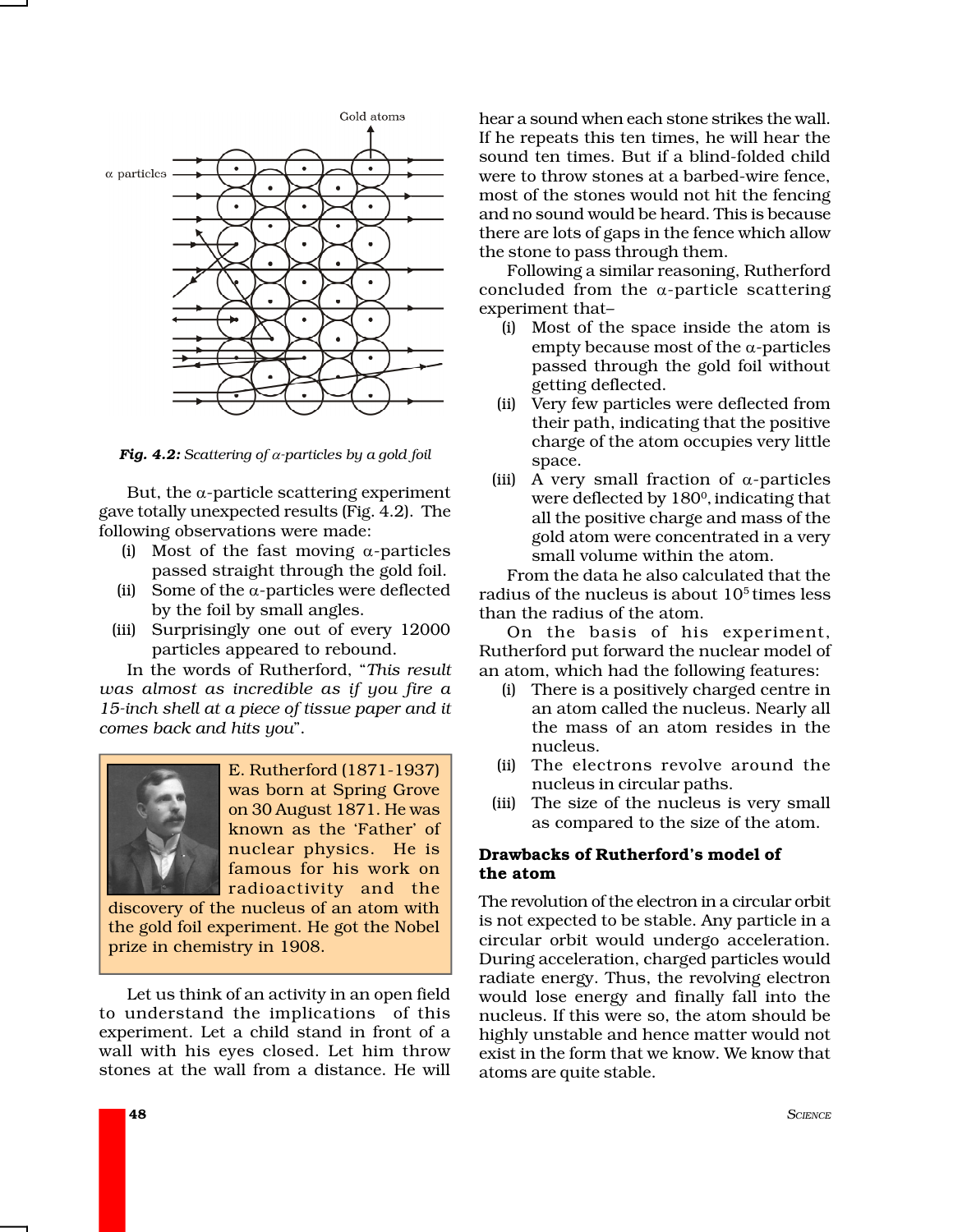Gold atoms

α particles

**Fig. 4.2:** *Scattering of α-particles by a gold foil*

But, the α-particle scattering experiment gave totally unexpected results (Fig. 4.2). The following observations were made:

(i) Most of the fast moving α-particles passed straight through the gold foil.

(ii) Some of the α-particles were deflected by the foil by small angles.

(iii) Surprisingly one out of every 12000 particles appeared to rebound.

In the words of Rutherford, "*This result was almost as incredible as if you fire a 15-inch shell at a piece of tissue paper and it comes back and hits you*".

> E. Rutherford (1871-1937) was born at Spring Grove on 30 August 1871. He was known as the 'Father' of nuclear physics. He is famous for his work on radioactivity and the discovery of the nucleus of an atom with the gold foil experiment. He got the Nobel prize in chemistry in 1908.

Let us think of an activity in an open field to understand the implications of this experiment. Let a child stand in front of a wall with his eyes closed. Let him throw stones at the wall from a distance. He will hear a sound when each stone strikes the wall. If he repeats this ten times, he will hear the sound ten times. But if a blind-folded child were to throw stones at a barbed-wire fence, most of the stones would not hit the fencing and no sound would be heard. This is because there are lots of gaps in the fence which allow the stone to pass through them.

Following a similar reasoning, Rutherford concluded from the α-particle scattering experiment that–

(i) Most of the space inside the atom is empty because most of the α-particles passed through the gold foil without getting deflected.

(ii) Very few particles were deflected from their path, indicating that the positive charge of the atom occupies very little space.

(iii) A very small fraction of α-particles were deflected by $180^0$, indicating that all the positive charge and mass of the gold atom were concentrated in a very small volume within the atom.

From the data he also calculated that the radius of the nucleus is about $10^5$ times less than the radius of the atom.

On the basis of his experiment, Rutherford put forward the nuclear model of an atom, which had the following features:

(i) There is a positively charged centre in an atom called the nucleus. Nearly all the mass of an atom resides in the nucleus.

(ii) The electrons revolve around the nucleus in circular paths.

(iii) The size of the nucleus is very small as compared to the size of the atom.

### Drawbacks of Rutherford's model of the atom

The revolution of the electron in a circular orbit is not expected to be stable. Any particle in a circular orbit would undergo acceleration. During acceleration, charged particles would radiate energy. Thus, the revolving electron would lose energy and finally fall into the nucleus. If this were so, the atom should be highly unstable and hence matter would not exist in the form that we know. We know that atoms are quite stable.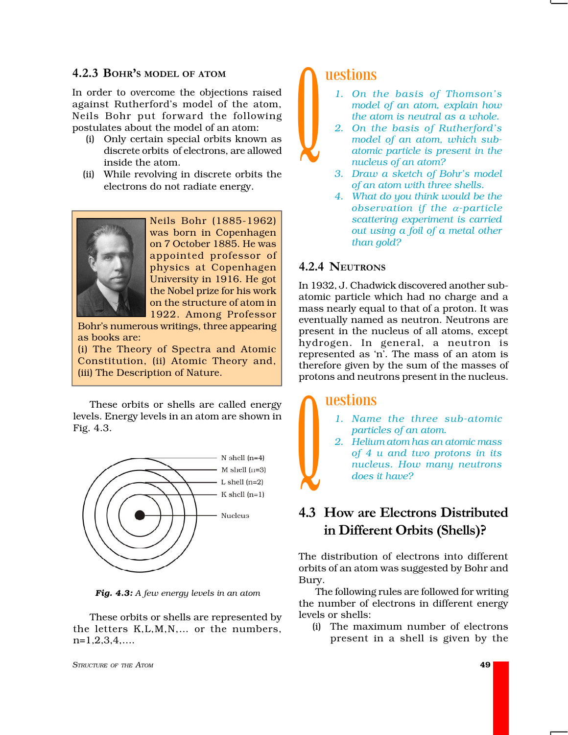### 4.2.3 Bohr's model of atom

In order to overcome the objections raised against Rutherford's model of the atom, Neils Bohr put forward the following postulates about the model of an atom:

(i) Only certain special orbits known as discrete orbits of electrons, are allowed inside the atom.

(ii) While revolving in discrete orbits the electrons do not radiate energy.

Neils Bohr (1885-1962) was born in Copenhagen on 7 October 1885. He was appointed professor of physics at Copenhagen University in 1916. He got the Nobel prize for his work on the structure of atom in 1922. Among Professor Bohr's numerous writings, three appearing as books are:
(i) The Theory of Spectra and Atomic Constitution, (ii) Atomic Theory and, (iii) The Description of Nature.

These orbits or shells are called energy levels. Energy levels in an atom are shown in Fig. 4.3.

N shell (n=4)
M shell (n=3)
L shell (n=2)
K shell (n=1)
Nucleus

***Fig. 4.3:*** *A few energy levels in an atom*

These orbits or shells are represented by the letters K,L,M,N,... or the numbers, n=1,2,3,4,....

## Questions

1. *On the basis of Thomson's model of an atom, explain how the atom is neutral as a whole.*
2. *On the basis of Rutherford's model of an atom, which sub-atomic particle is present in the nucleus of an atom?*
3. *Draw a sketch of Bohr's model of an atom with three shells.*
4. *What do you think would be the observation if the $\alpha$-particle scattering experiment is carried out using a foil of a metal other than gold?*

### 4.2.4 Neutrons

In 1932, J. Chadwick discovered another sub-atomic particle which had no charge and a mass nearly equal to that of a proton. It was eventually named as neutron. Neutrons are present in the nucleus of all atoms, except hydrogen. In general, a neutron is represented as 'n'. The mass of an atom is therefore given by the sum of the masses of protons and neutrons present in the nucleus.

## Questions

1. *Name the three sub-atomic particles of an atom.*
2. *Helium atom has an atomic mass of 4 u and two protons in its nucleus. How many neutrons does it have?*

## 4.3 How are Electrons Distributed in Different Orbits (Shells)?

The distribution of electrons into different orbits of an atom was suggested by Bohr and Bury.

The following rules are followed for writing the number of electrons in different energy levels or shells:

(i) The maximum number of electrons present in a shell is given by the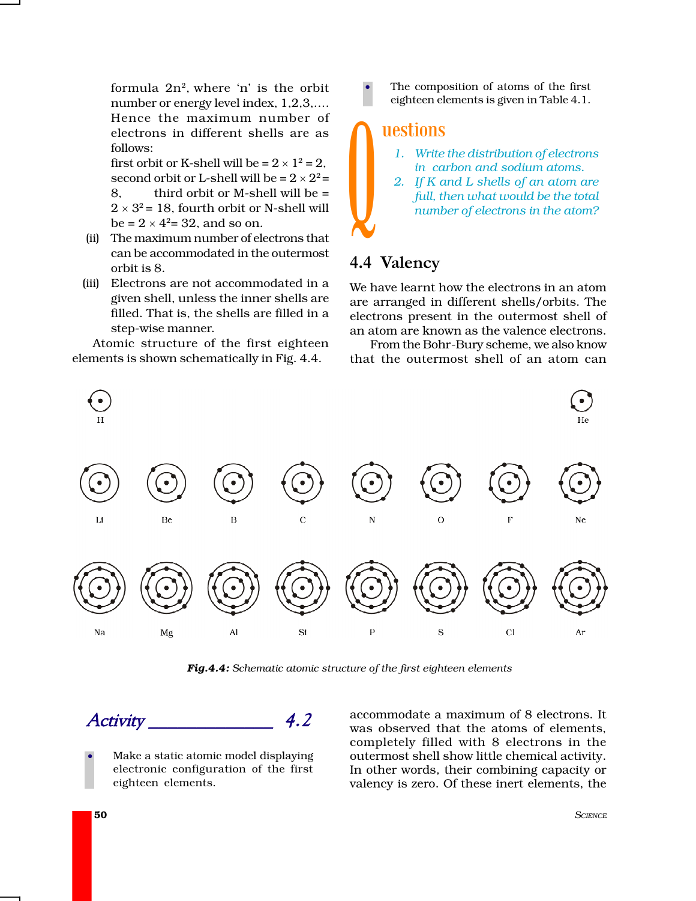formula $2n^2$, where 'n' is the orbit number or energy level index, 1,2,3,.... Hence the maximum number of electrons in different shells are as follows:

first orbit or K-shell will be = $2 \times 1^2 = 2$, second orbit or L-shell will be = $2 \times 2^2 = 8$, third orbit or M-shell will be = $2 \times 3^2 = 18$, fourth orbit or N-shell will be = $2 \times 4^2 = 32$, and so on.

(ii) The maximum number of electrons that can be accommodated in the outermost orbit is 8.

(iii) Electrons are not accommodated in a given shell, unless the inner shells are filled. That is, the shells are filled in a step-wise manner.

Atomic structure of the first eighteen elements is shown schematically in Fig. 4.4.

- The composition of atoms of the first eighteen elements is given in Table 4.1.

## Questions

1. *Write the distribution of electrons in carbon and sodium atoms.*
2. *If K and L shells of an atom are full, then what would be the total number of electrons in the atom?*

## 4.4 Valency

We have learnt how the electrons in an atom are arranged in different shells/orbits. The electrons present in the outermost shell of an atom are known as the valence electrons.

From the Bohr-Bury scheme, we also know that the outermost shell of an atom can accommodate a maximum of 8 electrons. It was observed that the atoms of elements, completely filled with 8 electrons in the outermost shell show little chemical activity. In other words, their combining capacity or valency is zero. Of these inert elements, the

H He

Li Be B C N O F Ne

Na Mg Al Si P S Cl Ar

***Fig.4.4:*** *Schematic atomic structure of the first eighteen elements*

## *Activity* ______________ *4.2*

- Make a static atomic model displaying electronic configuration of the first eighteen elements.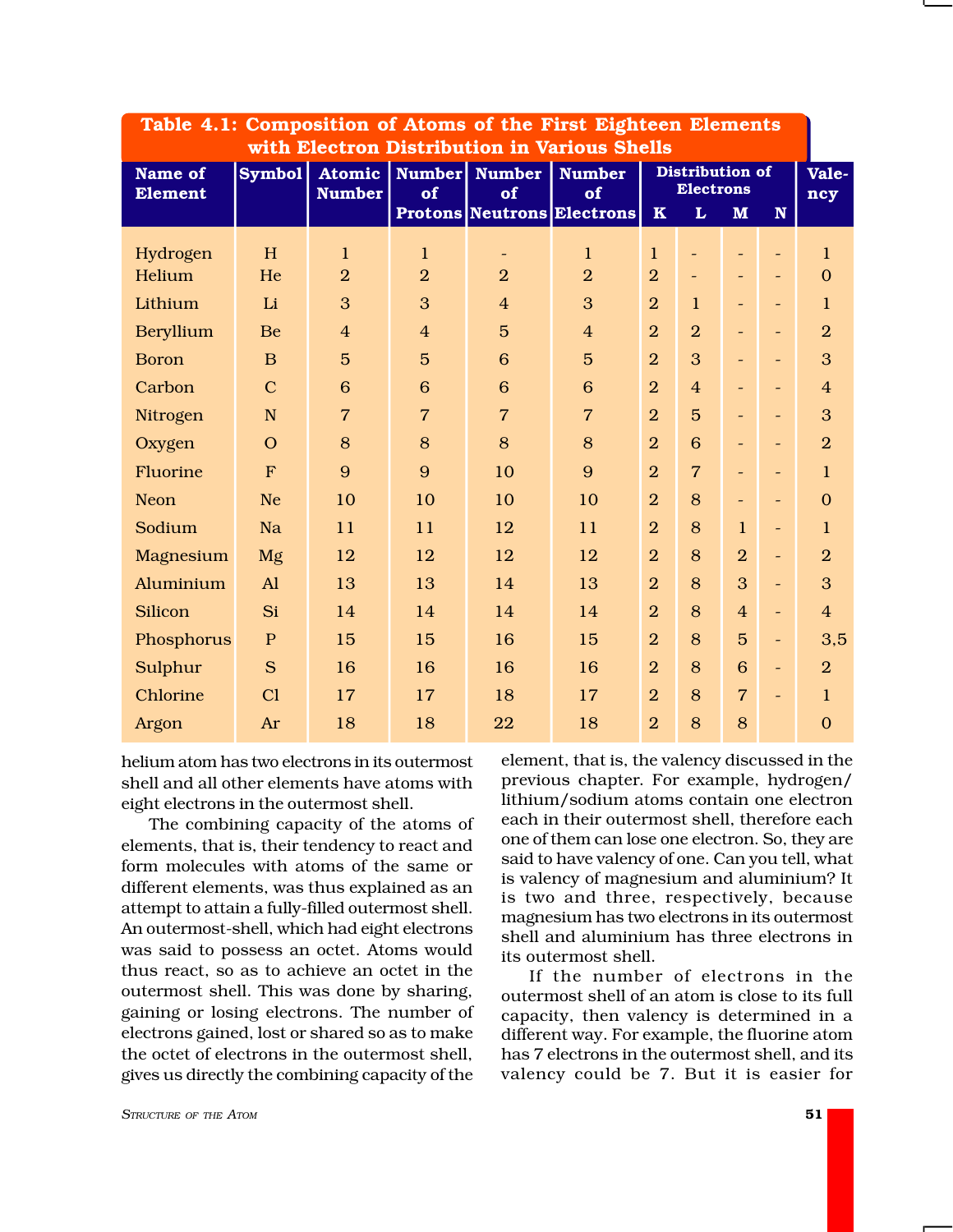**Table 4.1: Composition of Atoms of the First Eighteen Elements with Electron Distribution in Various Shells**

| Name of Element | Symbol | Atomic Number | Number of Protons | Number of Neutrons | Number of Electrons | Distribution of Electrons | | | | Valency |
|---|---|---|---|---|---|---|---|---|---|---|
| | | | | | | K | L | M | N | |
| Hydrogen | H | 1 | 1 | - | 1 | 1 | - | - | - | 1 |
| Helium | He | 2 | 2 | 2 | 2 | 2 | - | - | - | 0 |
| Lithium | Li | 3 | 3 | 4 | 3 | 2 | 1 | - | - | 1 |
| Beryllium | Be | 4 | 4 | 5 | 4 | 2 | 2 | - | - | 2 |
| Boron | B | 5 | 5 | 6 | 5 | 2 | 3 | - | - | 3 |
| Carbon | C | 6 | 6 | 6 | 6 | 2 | 4 | - | - | 4 |
| Nitrogen | N | 7 | 7 | 7 | 7 | 2 | 5 | - | - | 3 |
| Oxygen | O | 8 | 8 | 8 | 8 | 2 | 6 | - | - | 2 |
| Fluorine | F | 9 | 9 | 10 | 9 | 2 | 7 | - | - | 1 |
| Neon | Ne | 10 | 10 | 10 | 10 | 2 | 8 | - | - | 0 |
| Sodium | Na | 11 | 11 | 12 | 11 | 2 | 8 | 1 | - | 1 |
| Magnesium | Mg | 12 | 12 | 12 | 12 | 2 | 8 | 2 | - | 2 |
| Aluminium | Al | 13 | 13 | 14 | 13 | 2 | 8 | 3 | - | 3 |
| Silicon | Si | 14 | 14 | 14 | 14 | 2 | 8 | 4 | - | 4 |
| Phosphorus | P | 15 | 15 | 16 | 15 | 2 | 8 | 5 | - | 3,5 |
| Sulphur | S | 16 | 16 | 16 | 16 | 2 | 8 | 6 | - | 2 |
| Chlorine | Cl | 17 | 17 | 18 | 17 | 2 | 8 | 7 | - | 1 |
| Argon | Ar | 18 | 18 | 22 | 18 | 2 | 8 | 8 | | 0 |

helium atom has two electrons in its outermost shell and all other elements have atoms with eight electrons in the outermost shell.

The combining capacity of the atoms of elements, that is, their tendency to react and form molecules with atoms of the same or different elements, was thus explained as an attempt to attain a fully-filled outermost shell. An outermost-shell, which had eight electrons was said to possess an octet. Atoms would thus react, so as to achieve an octet in the outermost shell. This was done by sharing, gaining or losing electrons. The number of electrons gained, lost or shared so as to make the octet of electrons in the outermost shell, gives us directly the combining capacity of the element, that is, the valency discussed in the previous chapter. For example, hydrogen/lithium/sodium atoms contain one electron each in their outermost shell, therefore each one of them can lose one electron. So, they are said to have valency of one. Can you tell, what is valency of magnesium and aluminium? It is two and three, respectively, because magnesium has two electrons in its outermost shell and aluminium has three electrons in its outermost shell.

If the number of electrons in the outermost shell of an atom is close to its full capacity, then valency is determined in a different way. For example, the fluorine atom has 7 electrons in the outermost shell, and its valency could be 7. But it is easier for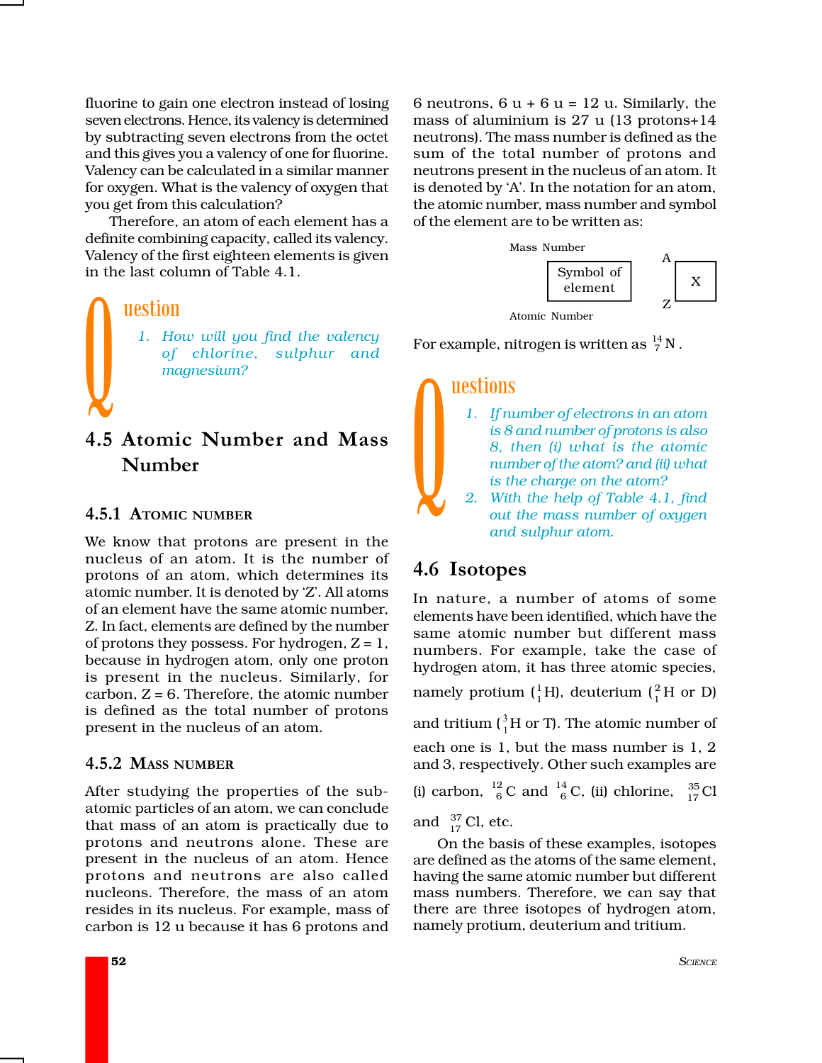fluorine to gain one electron instead of losing seven electrons. Hence, its valency is determined by subtracting seven electrons from the octet and this gives you a valency of one for fluorine. Valency can be calculated in a similar manner for oxygen. What is the valency of oxygen that you get from this calculation?

Therefore, an atom of each element has a definite combining capacity, called its valency. Valency of the first eighteen elements is given in the last column of Table 4.1.

**Question**

1. *How will you find the valency of chlorine, sulphur and magnesium?*

## 4.5 Atomic Number and Mass Number

### 4.5.1 Atomic number

We know that protons are present in the nucleus of an atom. It is the number of protons of an atom, which determines its atomic number. It is denoted by 'Z'. All atoms of an element have the same atomic number, Z. In fact, elements are defined by the number of protons they possess. For hydrogen, Z = 1, because in hydrogen atom, only one proton is present in the nucleus. Similarly, for carbon, Z = 6. Therefore, the atomic number is defined as the total number of protons present in the nucleus of an atom.

### 4.5.2 Mass number

After studying the properties of the sub-atomic particles of an atom, we can conclude that mass of an atom is practically due to protons and neutrons alone. These are present in the nucleus of an atom. Hence protons and neutrons are also called nucleons. Therefore, the mass of an atom resides in its nucleus. For example, mass of carbon is 12 u because it has 6 protons and 6 neutrons, 6 u + 6 u = 12 u. Similarly, the mass of aluminium is 27 u (13 protons+14 neutrons). The mass number is defined as the sum of the total number of protons and neutrons present in the nucleus of an atom. It is denoted by 'A'. In the notation for an atom, the atomic number, mass number and symbol of the element are to be written as:

Mass Number (A), Symbol of element (X), Atomic Number (Z): $^{A}_{Z}X$

For example, nitrogen is written as $^{14}_{7}N$.

**Questions**

1. *If number of electrons in an atom is 8 and number of protons is also 8, then (i) what is the atomic number of the atom? and (ii) what is the charge on the atom?*
2. *With the help of Table 4.1, find out the mass number of oxygen and sulphur atom.*

## 4.6 Isotopes

In nature, a number of atoms of some elements have been identified, which have the same atomic number but different mass numbers. For example, take the case of hydrogen atom, it has three atomic species, namely protium ($^{1}_{1}H$), deuterium ($^{2}_{1}H$ or D) and tritium ($^{3}_{1}H$ or T). The atomic number of each one is 1, but the mass number is 1, 2 and 3, respectively. Other such examples are (i) carbon, $^{12}_{6}C$ and $^{14}_{6}C$, (ii) chlorine, $^{35}_{17}Cl$ and $^{37}_{17}Cl$, etc.

On the basis of these examples, isotopes are defined as the atoms of the same element, having the same atomic number but different mass numbers. Therefore, we can say that there are three isotopes of hydrogen atom, namely protium, deuterium and tritium.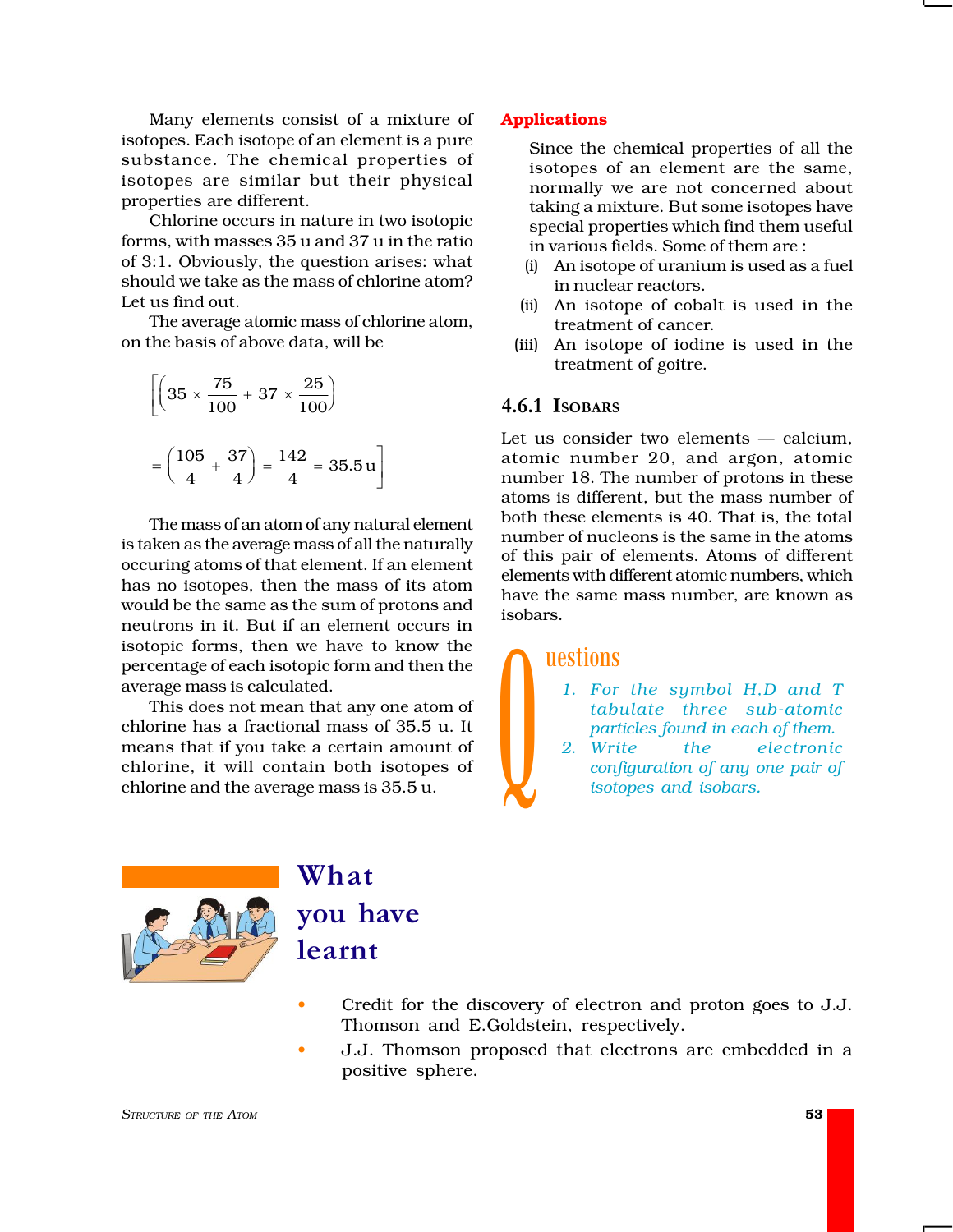Many elements consist of a mixture of isotopes. Each isotope of an element is a pure substance. The chemical properties of isotopes are similar but their physical properties are different.

Chlorine occurs in nature in two isotopic forms, with masses 35 u and 37 u in the ratio of 3:1. Obviously, the question arises: what should we take as the mass of chlorine atom? Let us find out.

The average atomic mass of chlorine atom, on the basis of above data, will be

$$\left[\left(35 \times \frac{75}{100} + 37 \times \frac{25}{100}\right)\right.$$

$$\left. = \left(\frac{105}{4} + \frac{37}{4}\right) = \frac{142}{4} = 35.5\,\text{u}\right]$$

The mass of an atom of any natural element is taken as the average mass of all the naturally occuring atoms of that element. If an element has no isotopes, then the mass of its atom would be the same as the sum of protons and neutrons in it. But if an element occurs in isotopic forms, then we have to know the percentage of each isotopic form and then the average mass is calculated.

This does not mean that any one atom of chlorine has a fractional mass of 35.5 u. It means that if you take a certain amount of chlorine, it will contain both isotopes of chlorine and the average mass is 35.5 u.

**Applications**

Since the chemical properties of all the isotopes of an element are the same, normally we are not concerned about taking a mixture. But some isotopes have special properties which find them useful in various fields. Some of them are :

(i) An isotope of uranium is used as a fuel in nuclear reactors.

(ii) An isotope of cobalt is used in the treatment of cancer.

(iii) An isotope of iodine is used in the treatment of goitre.

### 4.6.1 Isobars

Let us consider two elements — calcium, atomic number 20, and argon, atomic number 18. The number of protons in these atoms is different, but the mass number of both these elements is 40. That is, the total number of nucleons is the same in the atoms of this pair of elements. Atoms of different elements with different atomic numbers, which have the same mass number, are known as isobars.

## Questions

1. *For the symbol H,D and T tabulate three sub-atomic particles found in each of them.*
2. *Write the electronic configuration of any one pair of isotopes and isobars.*

## What you have learnt

- Credit for the discovery of electron and proton goes to J.J. Thomson and E.Goldstein, respectively.
- J.J. Thomson proposed that electrons are embedded in a positive sphere.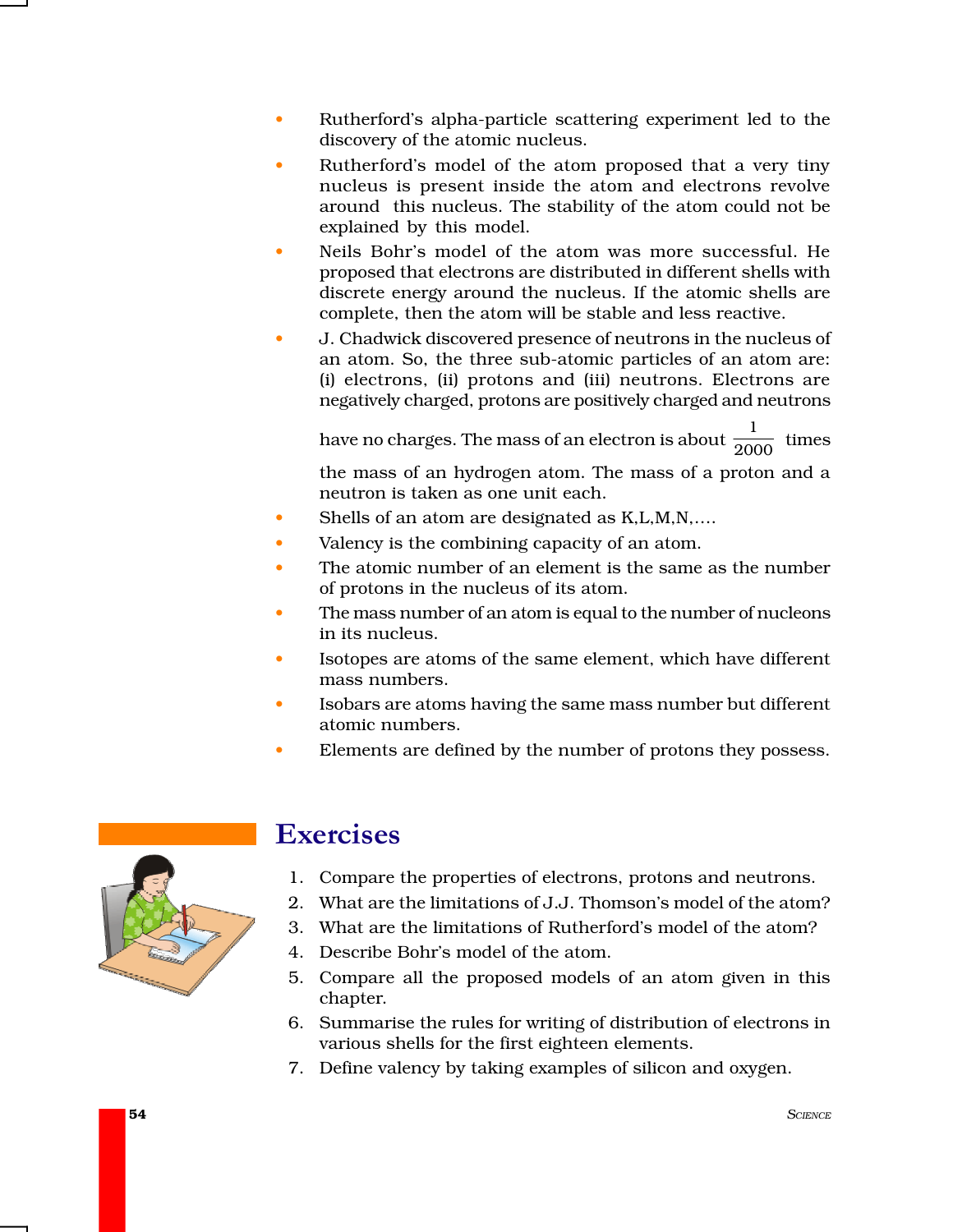- Rutherford's alpha-particle scattering experiment led to the discovery of the atomic nucleus.
- Rutherford's model of the atom proposed that a very tiny nucleus is present inside the atom and electrons revolve around this nucleus. The stability of the atom could not be explained by this model.
- Neils Bohr's model of the atom was more successful. He proposed that electrons are distributed in different shells with discrete energy around the nucleus. If the atomic shells are complete, then the atom will be stable and less reactive.
- J. Chadwick discovered presence of neutrons in the nucleus of an atom. So, the three sub-atomic particles of an atom are: (i) electrons, (ii) protons and (iii) neutrons. Electrons are negatively charged, protons are positively charged and neutrons have no charges. The mass of an electron is about $\frac{1}{2000}$ times the mass of an hydrogen atom. The mass of a proton and a neutron is taken as one unit each.
- Shells of an atom are designated as K,L,M,N,....
- Valency is the combining capacity of an atom.
- The atomic number of an element is the same as the number of protons in the nucleus of its atom.
- The mass number of an atom is equal to the number of nucleons in its nucleus.
- Isotopes are atoms of the same element, which have different mass numbers.
- Isobars are atoms having the same mass number but different atomic numbers.
- Elements are defined by the number of protons they possess.

# Exercises

1. Compare the properties of electrons, protons and neutrons.
2. What are the limitations of J.J. Thomson's model of the atom?
3. What are the limitations of Rutherford's model of the atom?
4. Describe Bohr's model of the atom.
5. Compare all the proposed models of an atom given in this chapter.
6. Summarise the rules for writing of distribution of electrons in various shells for the first eighteen elements.
7. Define valency by taking examples of silicon and oxygen.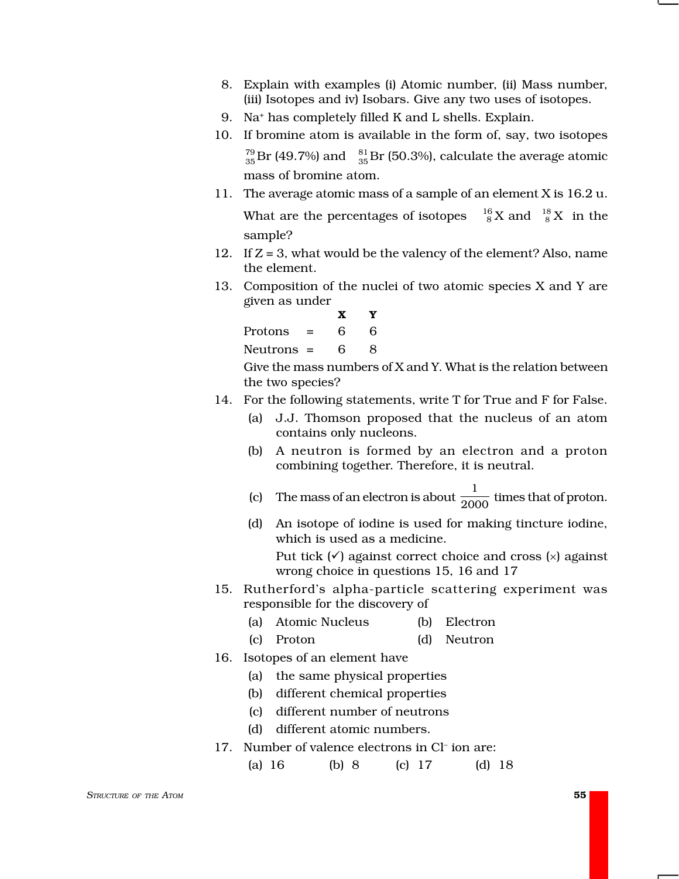8. Explain with examples (i) Atomic number, (ii) Mass number, (iii) Isotopes and iv) Isobars. Give any two uses of isotopes.
9. $Na^+$ has completely filled K and L shells. Explain.
10. If bromine atom is available in the form of, say, two isotopes $^{79}_{35}Br$ (49.7%) and $^{81}_{35}Br$ (50.3%), calculate the average atomic mass of bromine atom.
11. The average atomic mass of a sample of an element X is 16.2 u. What are the percentages of isotopes $^{16}_{8}X$ and $^{18}_{8}X$ in the sample?
12. If Z = 3, what would be the valency of the element? Also, name the element.
13. Composition of the nuclei of two atomic species X and Y are given as under

|  | X | Y |
|---|---|---|
| Protons = | 6 | 6 |
| Neutrons = | 6 | 8 |

Give the mass numbers of X and Y. What is the relation between the two species?

14. For the following statements, write T for True and F for False.
    (a) J.J. Thomson proposed that the nucleus of an atom contains only nucleons.
    (b) A neutron is formed by an electron and a proton combining together. Therefore, it is neutral.
    (c) The mass of an electron is about $\frac{1}{2000}$ times that of proton.
    (d) An isotope of iodine is used for making tincture iodine, which is used as a medicine.

    Put tick (✓) against correct choice and cross (×) against wrong choice in questions 15, 16 and 17

15. Rutherford's alpha-particle scattering experiment was responsible for the discovery of
    (a) Atomic Nucleus (b) Electron
    (c) Proton (d) Neutron
16. Isotopes of an element have
    (a) the same physical properties
    (b) different chemical properties
    (c) different number of neutrons
    (d) different atomic numbers.
17. Number of valence electrons in $Cl^-$ ion are:
    (a) 16 (b) 8 (c) 17 (d) 18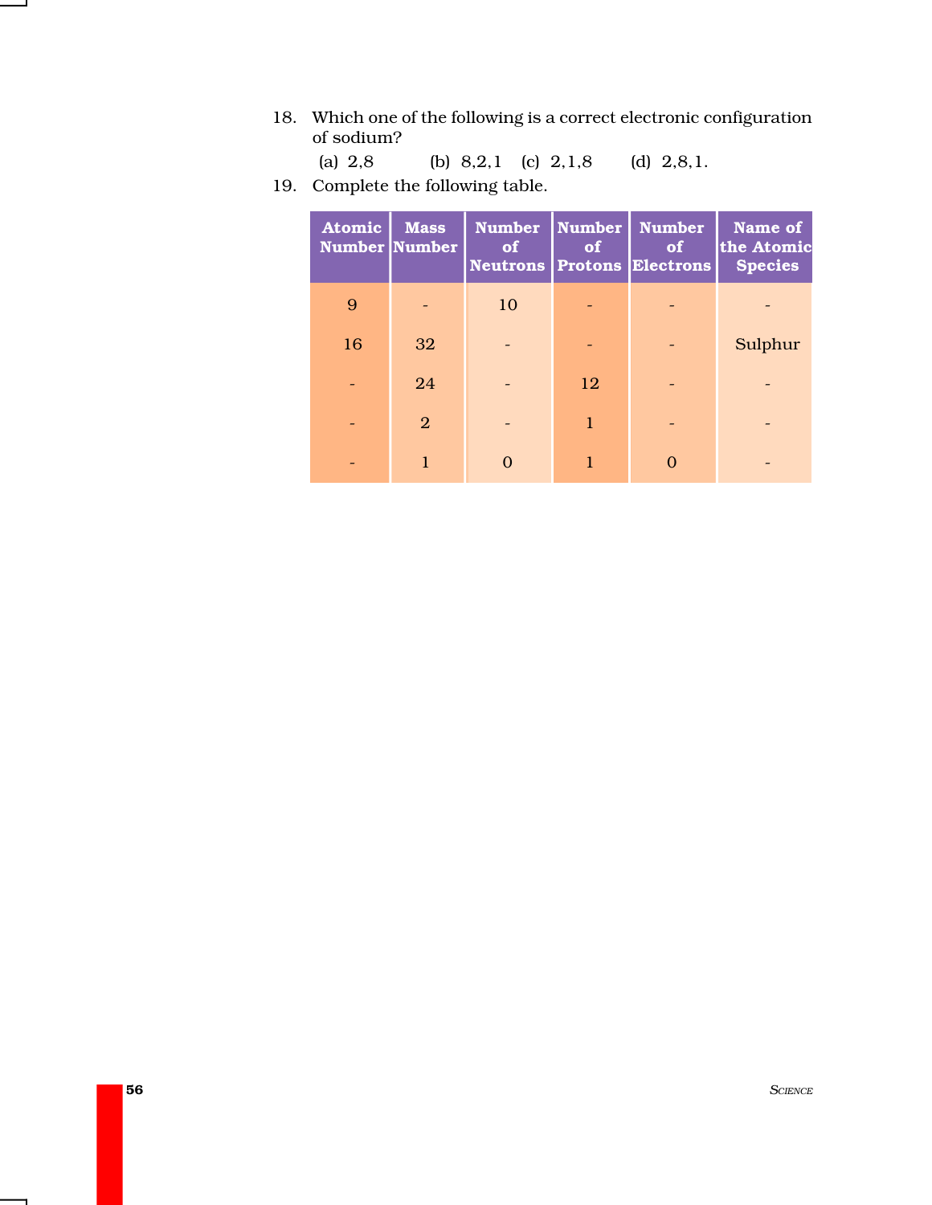18. Which one of the following is a correct electronic configuration of sodium?

    (a) 2,8 (b) 8,2,1 (c) 2,1,8 (d) 2,8,1.

19. Complete the following table.

| Atomic Number | Mass Number | Number of Neutrons | Number of Protons | Number of Electrons | Name of the Atomic Species |
|---|---|---|---|---|---|
| 9 | - | 10 | - | - | - |
| 16 | 32 | - | - | - | Sulphur |
| - | 24 | - | 12 | - | - |
| - | 2 | - | 1 | - | - |
| - | 1 | 0 | 1 | 0 | - |